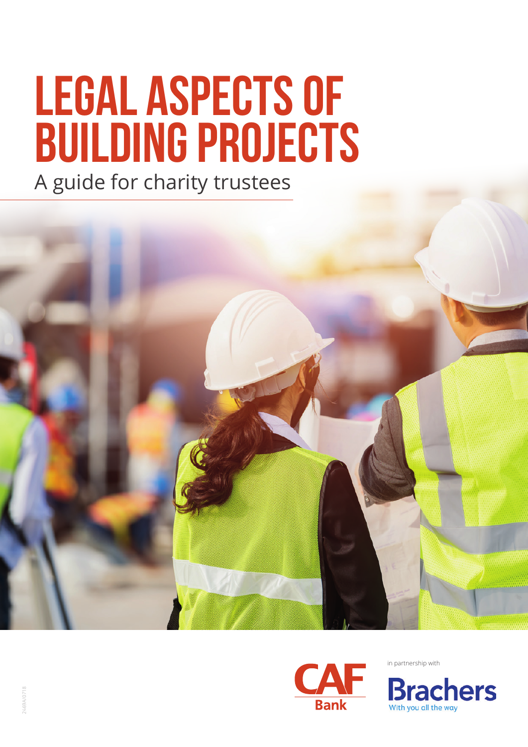# LEGAL ASPECTS OF BUILDING PROJECTS

A guide for charity trustees

CAF Bank

in partnership with

Brachers

With you all the way

2469A/0718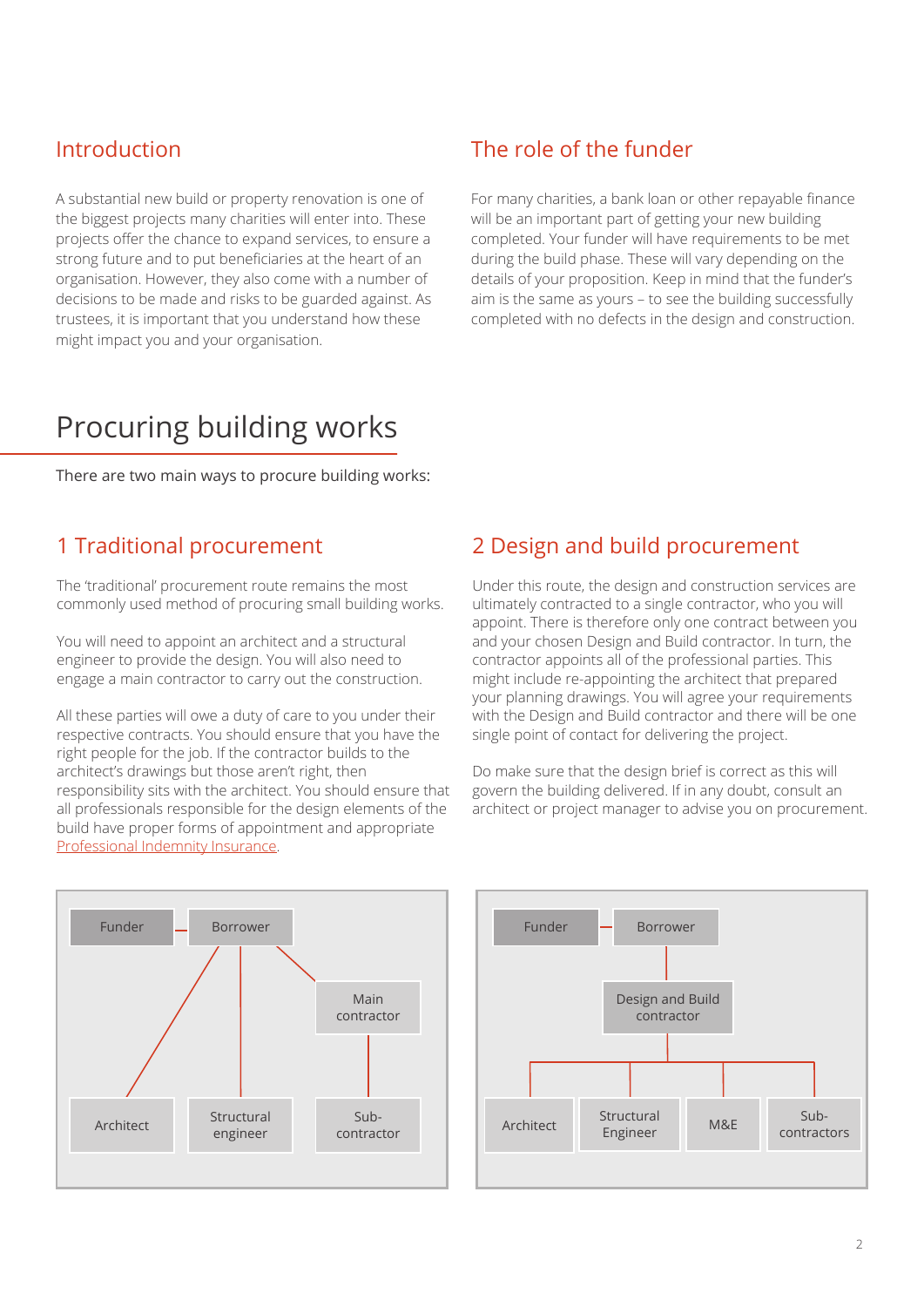## Introduction

A substantial new build or property renovation is one of the biggest projects many charities will enter into. These projects offer the chance to expand services, to ensure a strong future and to put beneficiaries at the heart of an organisation. However, they also come with a number of decisions to be made and risks to be guarded against. As trustees, it is important that you understand how these might impact you and your organisation.

## The role of the funder

For many charities, a bank loan or other repayable finance will be an important part of getting your new building completed. Your funder will have requirements to be met during the build phase. These will vary depending on the details of your proposition. Keep in mind that the funder's aim is the same as yours – to see the building successfully completed with no defects in the design and construction.

# Procuring building works

There are two main ways to procure building works:

## 1 Traditional procurement

The 'traditional' procurement route remains the most commonly used method of procuring small building works.

You will need to appoint an architect and a structural engineer to provide the design. You will also need to engage a main contractor to carry out the construction.

All these parties will owe a duty of care to you under their respective contracts. You should ensure that you have the right people for the job. If the contractor builds to the architect's drawings but those aren't right, then responsibility sits with the architect. You should ensure that all professionals responsible for the design elements of the build have proper forms of appointment and appropriate Professional Indemnity Insurance.

Funder — Borrower

Borrower → Architect, Structural engineer, Main contractor

Main contractor → Sub-contractor

## 2 Design and build procurement

Under this route, the design and construction services are ultimately contracted to a single contractor, who you will appoint. There is therefore only one contract between you and your chosen Design and Build contractor. In turn, the contractor appoints all of the professional parties. This might include re-appointing the architect that prepared your planning drawings. You will agree your requirements with the Design and Build contractor and there will be one single point of contact for delivering the project.

Do make sure that the design brief is correct as this will govern the building delivered. If in any doubt, consult an architect or project manager to advise you on procurement.

Funder — Borrower

Borrower → Design and Build contractor

Design and Build contractor → Architect, Structural Engineer, M&E, Sub-contractors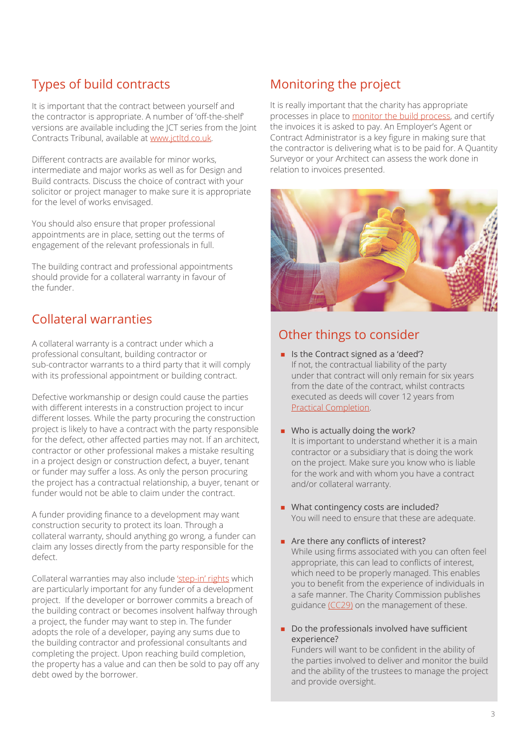## Types of build contracts

It is important that the contract between yourself and the contractor is appropriate. A number of 'off-the-shelf' versions are available including the JCT series from the Joint Contracts Tribunal, available at www.jctltd.co.uk.

Different contracts are available for minor works, intermediate and major works as well as for Design and Build contracts. Discuss the choice of contract with your solicitor or project manager to make sure it is appropriate for the level of works envisaged.

You should also ensure that proper professional appointments are in place, setting out the terms of engagement of the relevant professionals in full.

The building contract and professional appointments should provide for a collateral warranty in favour of the funder.

## Collateral warranties

A collateral warranty is a contract under which a professional consultant, building contractor or sub-contractor warrants to a third party that it will comply with its professional appointment or building contract.

Defective workmanship or design could cause the parties with different interests in a construction project to incur different losses. While the party procuring the construction project is likely to have a contract with the party responsible for the defect, other affected parties may not. If an architect, contractor or other professional makes a mistake resulting in a project design or construction defect, a buyer, tenant or funder may suffer a loss. As only the person procuring the project has a contractual relationship, a buyer, tenant or funder would not be able to claim under the contract.

A funder providing finance to a development may want construction security to protect its loan. Through a collateral warranty, should anything go wrong, a funder can claim any losses directly from the party responsible for the defect.

Collateral warranties may also include 'step-in' rights which are particularly important for any funder of a development project. If the developer or borrower commits a breach of the building contract or becomes insolvent halfway through a project, the funder may want to step in. The funder adopts the role of a developer, paying any sums due to the building contractor and professional consultants and completing the project. Upon reaching build completion, the property has a value and can then be sold to pay off any debt owed by the borrower.

## Monitoring the project

It is really important that the charity has appropriate processes in place to monitor the build process, and certify the invoices it is asked to pay. An Employer's Agent or Contract Administrator is a key figure in making sure that the contractor is delivering what is to be paid for. A Quantity Surveyor or your Architect can assess the work done in relation to invoices presented.

## Other things to consider

- Is the Contract signed as a 'deed'?
  If not, the contractual liability of the party under that contract will only remain for six years from the date of the contract, whilst contracts executed as deeds will cover 12 years from Practical Completion.

- Who is actually doing the work?
  It is important to understand whether it is a main contractor or a subsidiary that is doing the work on the project. Make sure you know who is liable for the work and with whom you have a contract and/or collateral warranty.

- What contingency costs are included?
  You will need to ensure that these are adequate.

- Are there any conflicts of interest?
  While using firms associated with you can often feel appropriate, this can lead to conflicts of interest, which need to be properly managed. This enables you to benefit from the experience of individuals in a safe manner. The Charity Commission publishes guidance (CC29) on the management of these.

- Do the professionals involved have sufficient experience?
  Funders will want to be confident in the ability of the parties involved to deliver and monitor the build and the ability of the trustees to manage the project and provide oversight.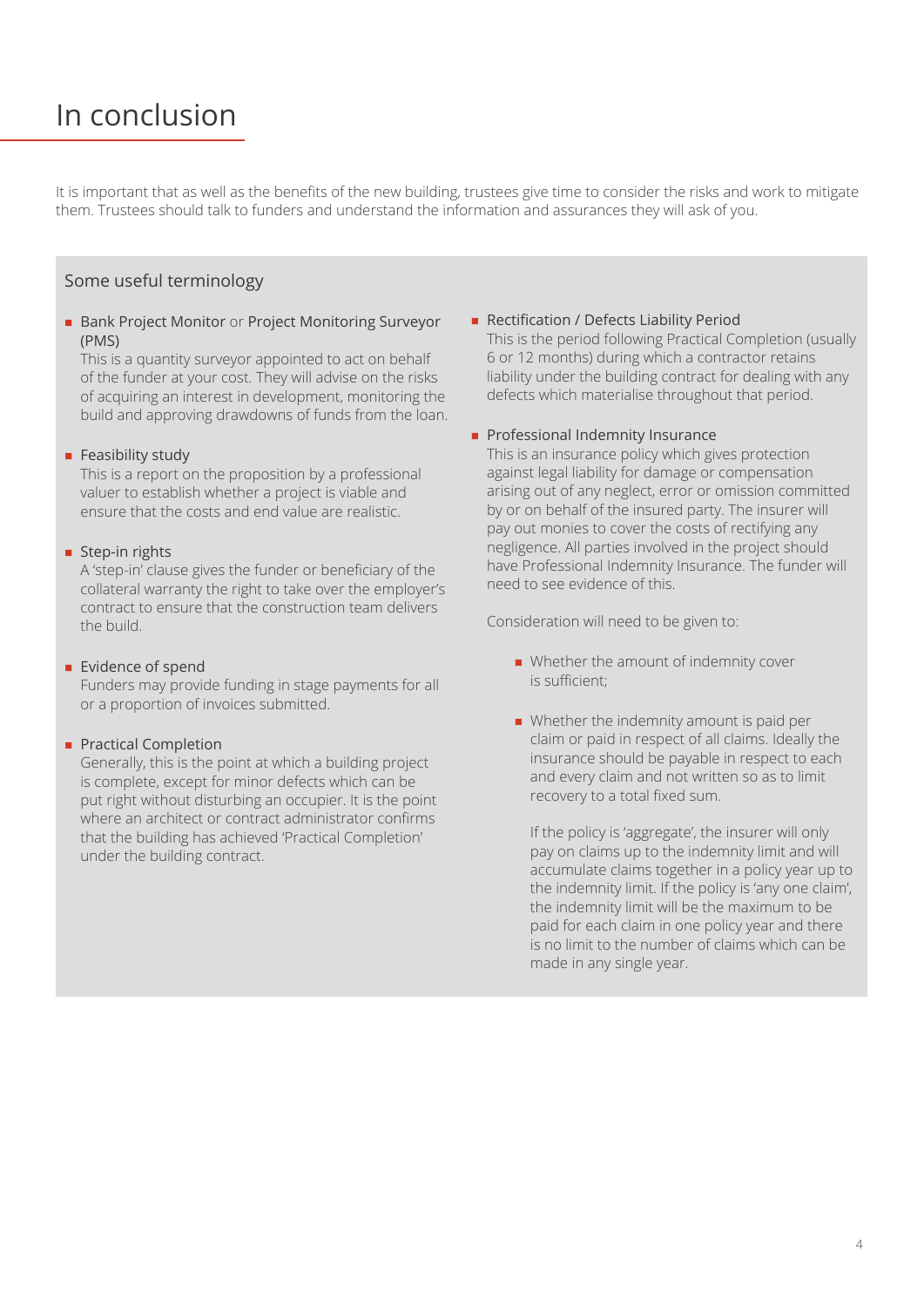# In conclusion

It is important that as well as the benefits of the new building, trustees give time to consider the risks and work to mitigate them. Trustees should talk to funders and understand the information and assurances they will ask of you.

## Some useful terminology

- **Bank Project Monitor** or **Project Monitoring Surveyor (PMS)**
  This is a quantity surveyor appointed to act on behalf of the funder at your cost. They will advise on the risks of acquiring an interest in development, monitoring the build and approving drawdowns of funds from the loan.

- **Feasibility study**
  This is a report on the proposition by a professional valuer to establish whether a project is viable and ensure that the costs and end value are realistic.

- **Step-in rights**
  A 'step-in' clause gives the funder or beneficiary of the collateral warranty the right to take over the employer's contract to ensure that the construction team delivers the build.

- **Evidence of spend**
  Funders may provide funding in stage payments for all or a proportion of invoices submitted.

- **Practical Completion**
  Generally, this is the point at which a building project is complete, except for minor defects which can be put right without disturbing an occupier. It is the point where an architect or contract administrator confirms that the building has achieved 'Practical Completion' under the building contract.

- **Rectification / Defects Liability Period**
  This is the period following Practical Completion (usually 6 or 12 months) during which a contractor retains liability under the building contract for dealing with any defects which materialise throughout that period.

- **Professional Indemnity Insurance**
  This is an insurance policy which gives protection against legal liability for damage or compensation arising out of any neglect, error or omission committed by or on behalf of the insured party. The insurer will pay out monies to cover the costs of rectifying any negligence. All parties involved in the project should have Professional Indemnity Insurance. The funder will need to see evidence of this.

  Consideration will need to be given to:

  - Whether the amount of indemnity cover is sufficient;

  - Whether the indemnity amount is paid per claim or paid in respect of all claims. Ideally the insurance should be payable in respect to each and every claim and not written so as to limit recovery to a total fixed sum.

    If the policy is 'aggregate', the insurer will only pay on claims up to the indemnity limit and will accumulate claims together in a policy year up to the indemnity limit. If the policy is 'any one claim', the indemnity limit will be the maximum to be paid for each claim in one policy year and there is no limit to the number of claims which can be made in any single year.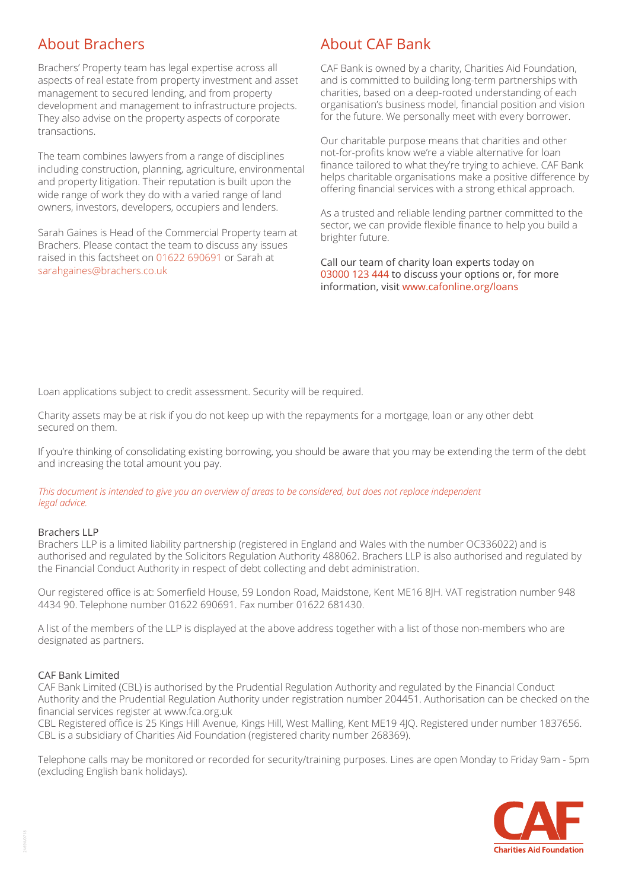## About Brachers

Brachers' Property team has legal expertise across all aspects of real estate from property investment and asset management to secured lending, and from property development and management to infrastructure projects. They also advise on the property aspects of corporate transactions.

The team combines lawyers from a range of disciplines including construction, planning, agriculture, environmental and property litigation. Their reputation is built upon the wide range of work they do with a varied range of land owners, investors, developers, occupiers and lenders.

Sarah Gaines is Head of the Commercial Property team at Brachers. Please contact the team to discuss any issues raised in this factsheet on 01622 690691 or Sarah at sarahgaines@brachers.co.uk

## About CAF Bank

CAF Bank is owned by a charity, Charities Aid Foundation, and is committed to building long-term partnerships with charities, based on a deep-rooted understanding of each organisation's business model, financial position and vision for the future. We personally meet with every borrower.

Our charitable purpose means that charities and other not-for-profits know we're a viable alternative for loan finance tailored to what they're trying to achieve. CAF Bank helps charitable organisations make a positive difference by offering financial services with a strong ethical approach.

As a trusted and reliable lending partner committed to the sector, we can provide flexible finance to help you build a brighter future.

Call our team of charity loan experts today on 03000 123 444 to discuss your options or, for more information, visit www.cafonline.org/loans

Loan applications subject to credit assessment. Security will be required.

Charity assets may be at risk if you do not keep up with the repayments for a mortgage, loan or any other debt secured on them.

If you're thinking of consolidating existing borrowing, you should be aware that you may be extending the term of the debt and increasing the total amount you pay.

*This document is intended to give you an overview of areas to be considered, but does not replace independent legal advice.*

Brachers LLP
Brachers LLP is a limited liability partnership (registered in England and Wales with the number OC336022) and is authorised and regulated by the Solicitors Regulation Authority 488062. Brachers LLP is also authorised and regulated by the Financial Conduct Authority in respect of debt collecting and debt administration.

Our registered office is at: Somerfield House, 59 London Road, Maidstone, Kent ME16 8JH. VAT registration number 948 4434 90. Telephone number 01622 690691. Fax number 01622 681430.

A list of the members of the LLP is displayed at the above address together with a list of those non-members who are designated as partners.

CAF Bank Limited
CAF Bank Limited (CBL) is authorised by the Prudential Regulation Authority and regulated by the Financial Conduct Authority and the Prudential Regulation Authority under registration number 204451. Authorisation can be checked on the financial services register at www.fca.org.uk
CBL Registered office is 25 Kings Hill Avenue, Kings Hill, West Malling, Kent ME19 4JQ. Registered under number 1837656. CBL is a subsidiary of Charities Aid Foundation (registered charity number 268369).

Telephone calls may be monitored or recorded for security/training purposes. Lines are open Monday to Friday 9am - 5pm (excluding English bank holidays).

CAF
Charities Aid Foundation